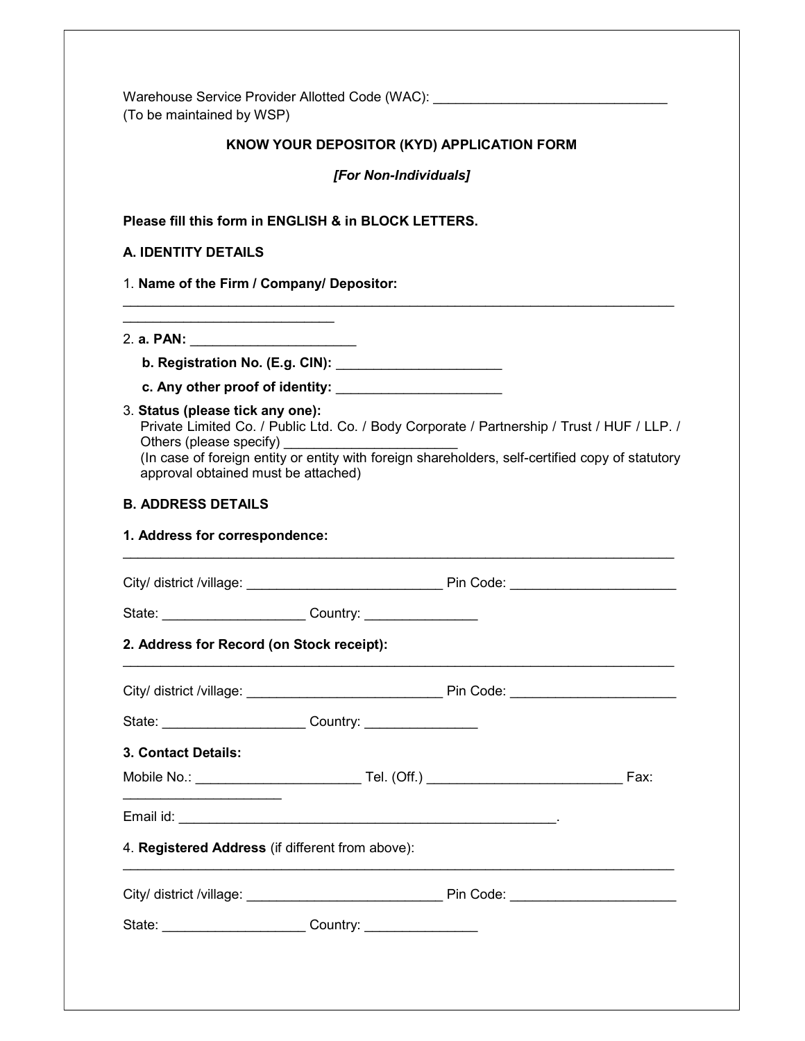Warehouse Service Provider Allotted Code (WAC): _______________________________
(To be maintained by WSP)

## KNOW YOUR DEPOSITOR (KYD) APPLICATION FORM

***[For Non-Individuals]***

**Please fill this form in ENGLISH & in BLOCK LETTERS.**

### A. IDENTITY DETAILS

1. **Name of the Firm / Company/ Depositor:** ______________________________________________________________________________________________________

2. **a. PAN:** ______________________

   **b. Registration No. (E.g. CIN):** ______________________

   **c. Any other proof of identity:** ______________________

3. **Status (please tick any one):**
   Private Limited Co. / Public Ltd. Co. / Body Corporate / Partnership / Trust / HUF / LLP. / Others (please specify) _______________________
   (In case of foreign entity or entity with foreign shareholders, self-certified copy of statutory approval obtained must be attached)

### B. ADDRESS DETAILS

**1. Address for correspondence:**
_____________________________________________________________________________

City/ district /village: __________________________ Pin Code: _____________________

State: __________________ Country: ______________

**2. Address for Record (on Stock receipt):**
_____________________________________________________________________________

City/ district /village: __________________________ Pin Code: _____________________

State: __________________ Country: ______________

**3. Contact Details:**

Mobile No.: _____________________ Tel. (Off.) __________________________ Fax: _____________________

Email id: __________________________________________________.

4. **Registered Address** (if different from above):
_____________________________________________________________________________

City/ district /village: __________________________ Pin Code: _____________________

State: __________________ Country: ______________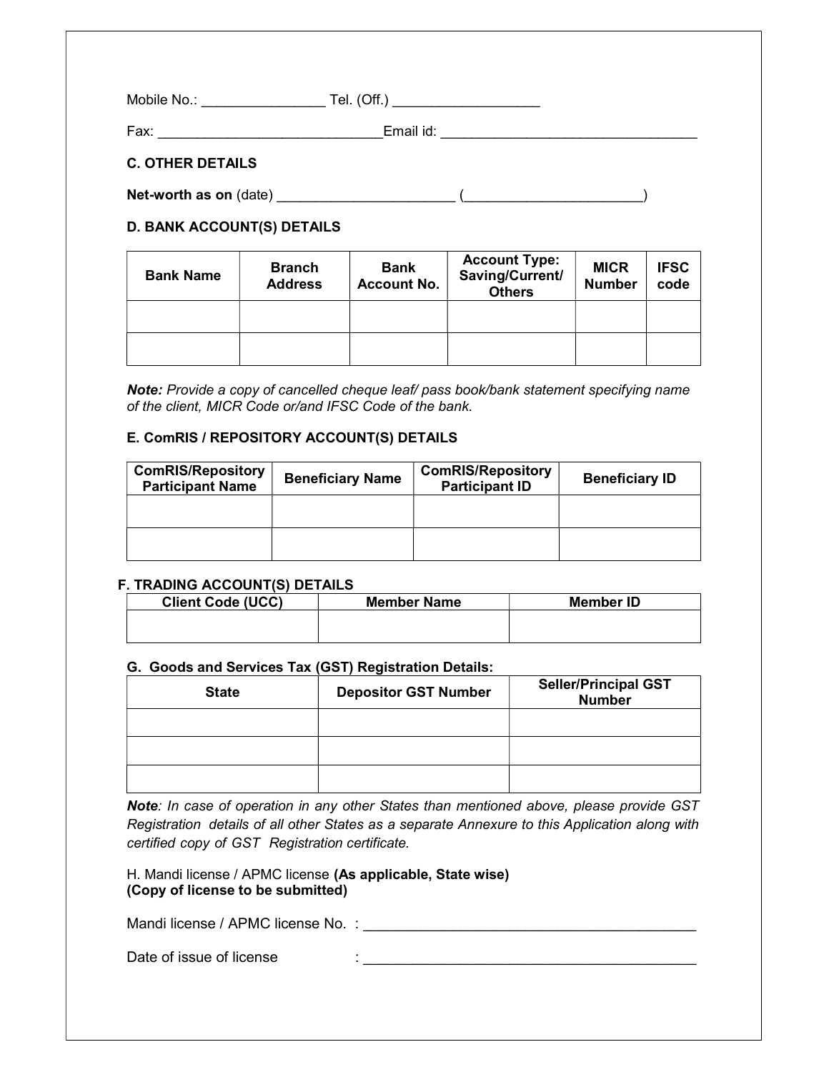Mobile No.: ________________ Tel. (Off.) ___________________

Fax: ____________________________Email id: ________________________________

### C. OTHER DETAILS

**Net-worth as on** (date) ______________________ (______________________)

### D. BANK ACCOUNT(S) DETAILS

| Bank Name | Branch Address | Bank Account No. | Account Type: Saving/Current/ Others | MICR Number | IFSC code |
|---|---|---|---|---|---|
| | | | | | |
| | | | | | |

***Note:*** *Provide a copy of cancelled cheque leaf/ pass book/bank statement specifying name of the client, MICR Code or/and IFSC Code of the bank.*

### E. ComRIS / REPOSITORY ACCOUNT(S) DETAILS

| ComRIS/Repository Participant Name | Beneficiary Name | ComRIS/Repository Participant ID | Beneficiary ID |
|---|---|---|---|
| | | | |
| | | | |

### F. TRADING ACCOUNT(S) DETAILS

| Client Code (UCC) | Member Name | Member ID |
|---|---|---|
| | | |

### G. Goods and Services Tax (GST) Registration Details:

| State | Depositor GST Number | Seller/Principal GST Number |
|---|---|---|
| | | |
| | | |
| | | |

***Note****: In case of operation in any other States than mentioned above, please provide GST Registration details of all other States as a separate Annexure to this Application along with certified copy of GST Registration certificate.*

H. Mandi license / APMC license **(As applicable, State wise)**
**(Copy of license to be submitted)**

Mandi license / APMC license No. : ____________________________________________

Date of issue of license : ____________________________________________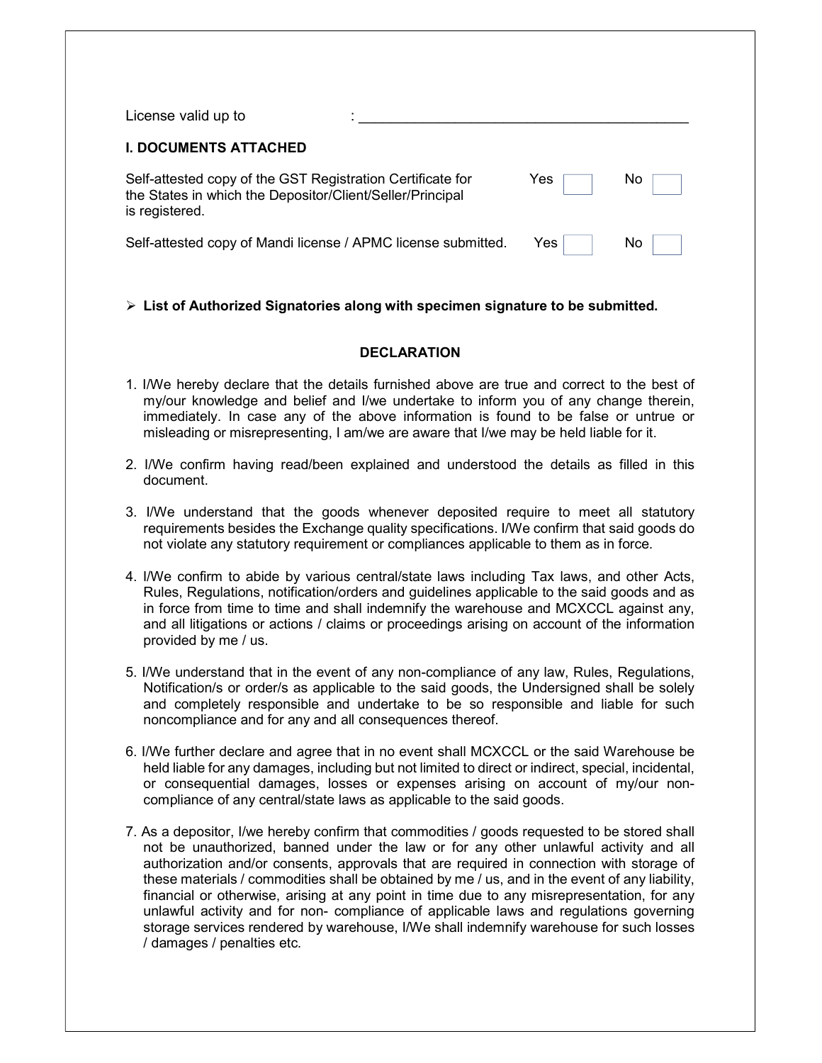License valid up to : ___________________________________________

**I. DOCUMENTS ATTACHED**

| | | |
|---|---|---|
| Self-attested copy of the GST Registration Certificate for the States in which the Depositor/Client/Seller/Principal is registered. | Yes ☐ | No ☐ |
| Self-attested copy of Mandi license / APMC license submitted. | Yes ☐ | No ☐ |

- **List of Authorized Signatories along with specimen signature to be submitted.**

**DECLARATION**

1. I/We hereby declare that the details furnished above are true and correct to the best of my/our knowledge and belief and I/we undertake to inform you of any change therein, immediately. In case any of the above information is found to be false or untrue or misleading or misrepresenting, I am/we are aware that I/we may be held liable for it.

2. I/We confirm having read/been explained and understood the details as filled in this document.

3. I/We understand that the goods whenever deposited require to meet all statutory requirements besides the Exchange quality specifications. I/We confirm that said goods do not violate any statutory requirement or compliances applicable to them as in force.

4. I/We confirm to abide by various central/state laws including Tax laws, and other Acts, Rules, Regulations, notification/orders and guidelines applicable to the said goods and as in force from time to time and shall indemnify the warehouse and MCXCCL against any, and all litigations or actions / claims or proceedings arising on account of the information provided by me / us.

5. I/We understand that in the event of any non-compliance of any law, Rules, Regulations, Notification/s or order/s as applicable to the said goods, the Undersigned shall be solely and completely responsible and undertake to be so responsible and liable for such noncompliance and for any and all consequences thereof.

6. I/We further declare and agree that in no event shall MCXCCL or the said Warehouse be held liable for any damages, including but not limited to direct or indirect, special, incidental, or consequential damages, losses or expenses arising on account of my/our non-compliance of any central/state laws as applicable to the said goods.

7. As a depositor, I/we hereby confirm that commodities / goods requested to be stored shall not be unauthorized, banned under the law or for any other unlawful activity and all authorization and/or consents, approvals that are required in connection with storage of these materials / commodities shall be obtained by me / us, and in the event of any liability, financial or otherwise, arising at any point in time due to any misrepresentation, for any unlawful activity and for non- compliance of applicable laws and regulations governing storage services rendered by warehouse, I/We shall indemnify warehouse for such losses / damages / penalties etc.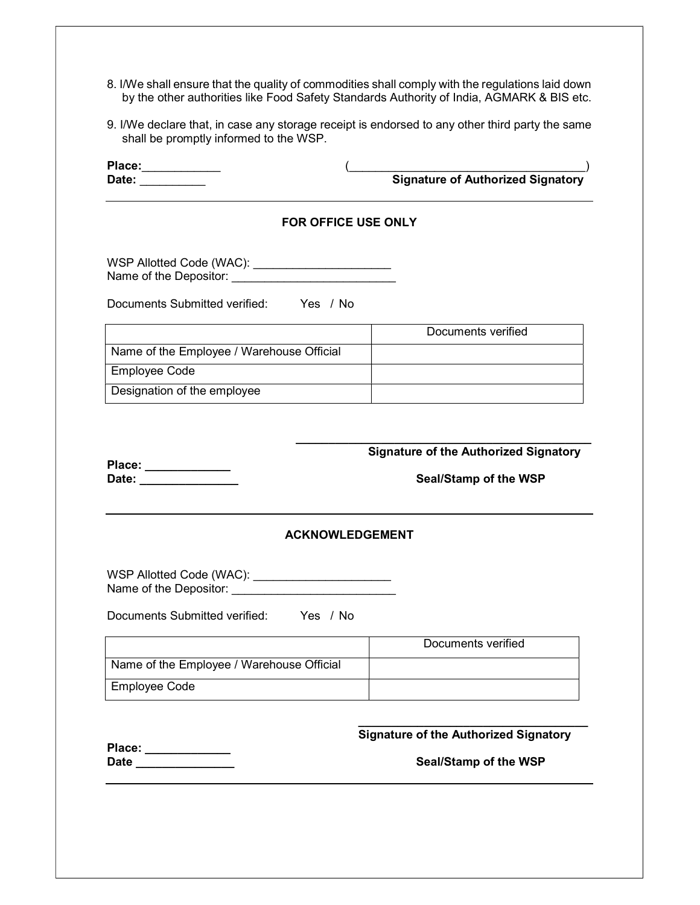8. I/We shall ensure that the quality of commodities shall comply with the regulations laid down by the other authorities like Food Safety Standards Authority of India, AGMARK & BIS etc.

9. I/We declare that, in case any storage receipt is endorsed to any other third party the same shall be promptly informed to the WSP.

**Place:**____________ (_____________________________________)
**Date:** __________ **Signature of Authorized Signatory**

---

**FOR OFFICE USE ONLY**

WSP Allotted Code (WAC): _____________________
Name of the Depositor: _________________________

Documents Submitted verified: Yes / No

| | Documents verified |
|---|---|
| Name of the Employee / Warehouse Official | |
| Employee Code | |
| Designation of the employee | |

_____________________________________________
**Signature of the Authorized Signatory**

**Place:** _____________
**Date:** _______________ **Seal/Stamp of the WSP**

---

**ACKNOWLEDGEMENT**

WSP Allotted Code (WAC): _____________________
Name of the Depositor: _________________________

Documents Submitted verified: Yes / No

| | Documents verified |
|---|---|
| Name of the Employee / Warehouse Official | |
| Employee Code | |

____________________________________
**Signature of the Authorized Signatory**

**Place:** _____________
**Date** _______________ **Seal/Stamp of the WSP**

---